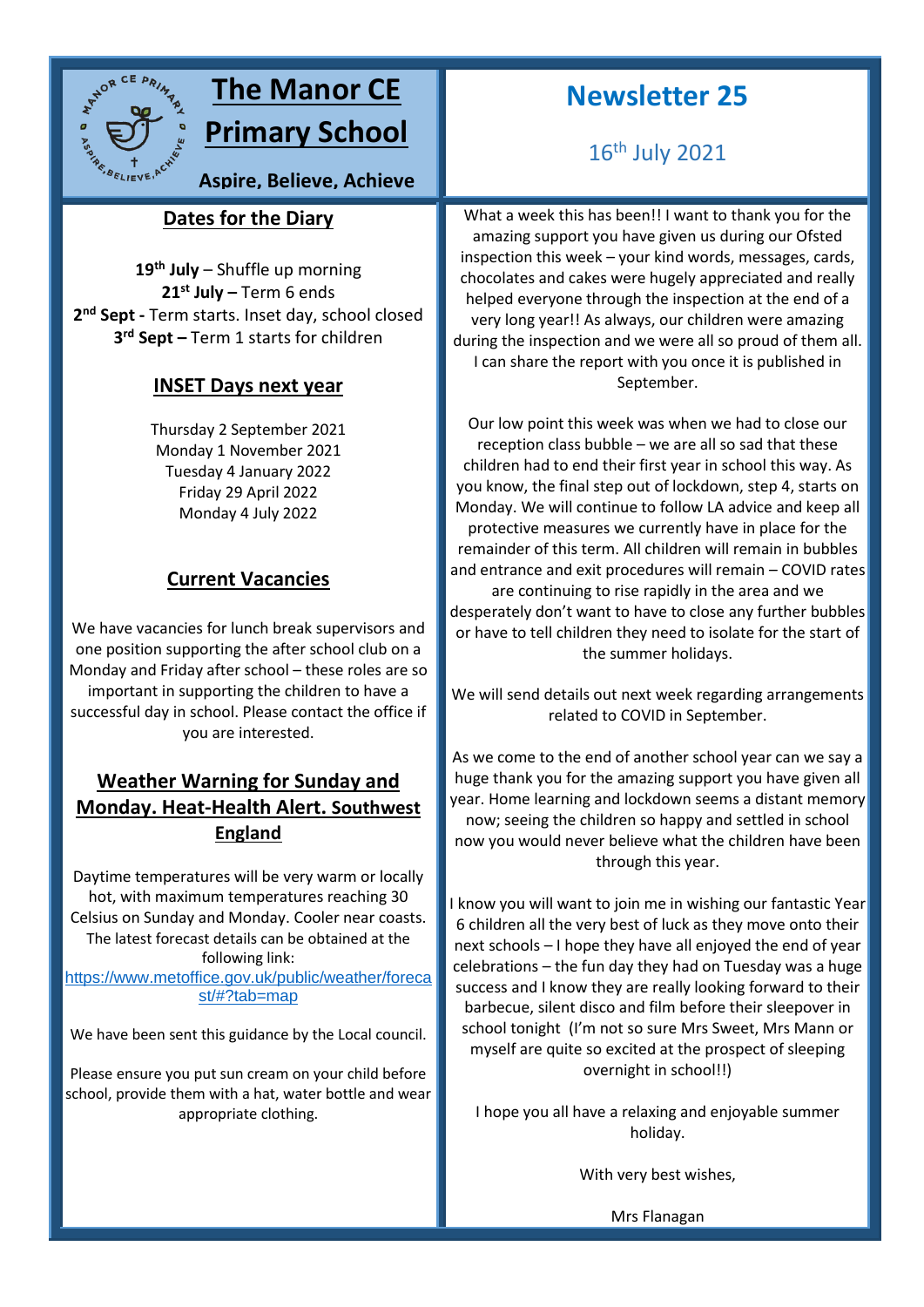# The Manor CE Primary School

**Aspire, Believe, Achieve**

# Newsletter 25

16th July 2021

## Dates for the Diary

**19th July** – Shuffle up morning
**21st July –** Term 6 ends
**2nd Sept -** Term starts. Inset day, school closed
**3rd Sept –** Term 1 starts for children

## INSET Days next year

Thursday 2 September 2021
Monday 1 November 2021
Tuesday 4 January 2022
Friday 29 April 2022
Monday 4 July 2022

## Current Vacancies

We have vacancies for lunch break supervisors and one position supporting the after school club on a Monday and Friday after school – these roles are so important in supporting the children to have a successful day in school. Please contact the office if you are interested.

## Weather Warning for Sunday and Monday. Heat-Health Alert. Southwest England

Daytime temperatures will be very warm or locally hot, with maximum temperatures reaching 30 Celsius on Sunday and Monday. Cooler near coasts. The latest forecast details can be obtained at the following link:
https://www.metoffice.gov.uk/public/weather/forecast/#?tab=map

We have been sent this guidance by the Local council.

Please ensure you put sun cream on your child before school, provide them with a hat, water bottle and wear appropriate clothing.

What a week this has been!! I want to thank you for the amazing support you have given us during our Ofsted inspection this week – your kind words, messages, cards, chocolates and cakes were hugely appreciated and really helped everyone through the inspection at the end of a very long year!! As always, our children were amazing during the inspection and we were all so proud of them all. I can share the report with you once it is published in September.

Our low point this week was when we had to close our reception class bubble – we are all so sad that these children had to end their first year in school this way. As you know, the final step out of lockdown, step 4, starts on Monday. We will continue to follow LA advice and keep all protective measures we currently have in place for the remainder of this term. All children will remain in bubbles and entrance and exit procedures will remain – COVID rates are continuing to rise rapidly in the area and we desperately don't want to have to close any further bubbles or have to tell children they need to isolate for the start of the summer holidays.

We will send details out next week regarding arrangements related to COVID in September.

As we come to the end of another school year can we say a huge thank you for the amazing support you have given all year. Home learning and lockdown seems a distant memory now; seeing the children so happy and settled in school now you would never believe what the children have been through this year.

I know you will want to join me in wishing our fantastic Year 6 children all the very best of luck as they move onto their next schools – I hope they have all enjoyed the end of year celebrations – the fun day they had on Tuesday was a huge success and I know they are really looking forward to their barbecue, silent disco and film before their sleepover in school tonight (I'm not so sure Mrs Sweet, Mrs Mann or myself are quite so excited at the prospect of sleeping overnight in school!!)

I hope you all have a relaxing and enjoyable summer holiday.

With very best wishes,

Mrs Flanagan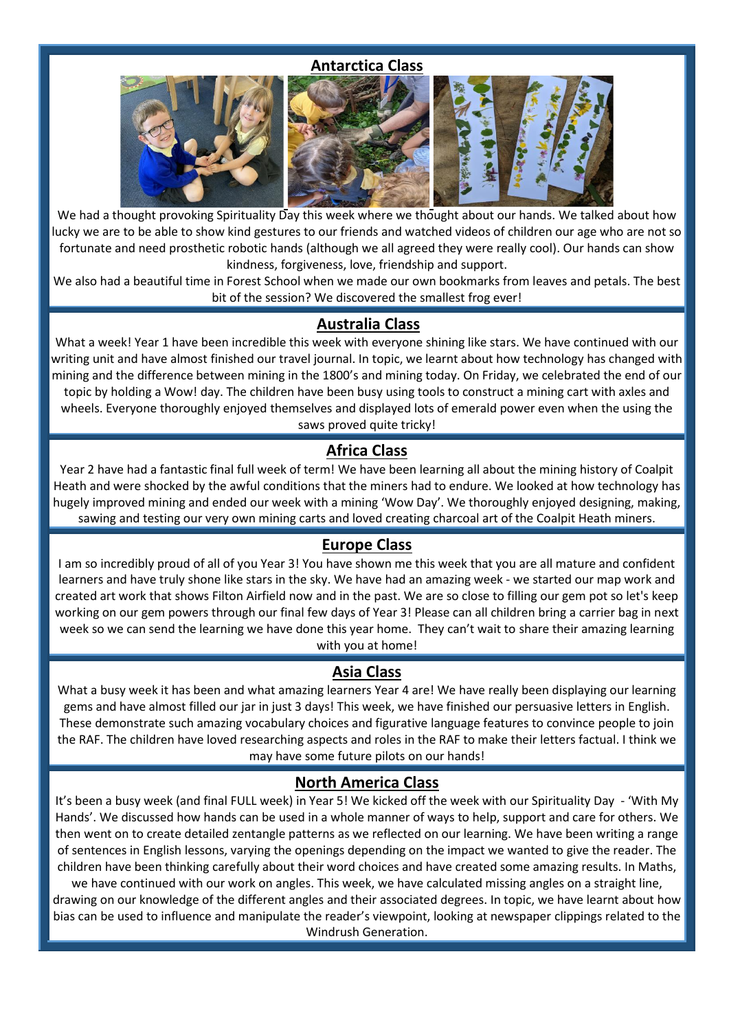## Antarctica Class

We had a thought provoking Spirituality Day this week where we thought about our hands. We talked about how lucky we are to be able to show kind gestures to our friends and watched videos of children our age who are not so fortunate and need prosthetic robotic hands (although we all agreed they were really cool). Our hands can show kindness, forgiveness, love, friendship and support.

We also had a beautiful time in Forest School when we made our own bookmarks from leaves and petals. The best bit of the session? We discovered the smallest frog ever!

## Australia Class

What a week! Year 1 have been incredible this week with everyone shining like stars. We have continued with our writing unit and have almost finished our travel journal. In topic, we learnt about how technology has changed with mining and the difference between mining in the 1800's and mining today. On Friday, we celebrated the end of our topic by holding a Wow! day. The children have been busy using tools to construct a mining cart with axles and wheels. Everyone thoroughly enjoyed themselves and displayed lots of emerald power even when the using the saws proved quite tricky!

## Africa Class

Year 2 have had a fantastic final full week of term! We have been learning all about the mining history of Coalpit Heath and were shocked by the awful conditions that the miners had to endure. We looked at how technology has hugely improved mining and ended our week with a mining 'Wow Day'. We thoroughly enjoyed designing, making, sawing and testing our very own mining carts and loved creating charcoal art of the Coalpit Heath miners.

## Europe Class

I am so incredibly proud of all of you Year 3! You have shown me this week that you are all mature and confident learners and have truly shone like stars in the sky. We have had an amazing week - we started our map work and created art work that shows Filton Airfield now and in the past. We are so close to filling our gem pot so let's keep working on our gem powers through our final few days of Year 3! Please can all children bring a carrier bag in next week so we can send the learning we have done this year home. They can't wait to share their amazing learning with you at home!

## Asia Class

What a busy week it has been and what amazing learners Year 4 are! We have really been displaying our learning gems and have almost filled our jar in just 3 days! This week, we have finished our persuasive letters in English. These demonstrate such amazing vocabulary choices and figurative language features to convince people to join the RAF. The children have loved researching aspects and roles in the RAF to make their letters factual. I think we may have some future pilots on our hands!

## North America Class

It's been a busy week (and final FULL week) in Year 5! We kicked off the week with our Spirituality Day - 'With My Hands'. We discussed how hands can be used in a whole manner of ways to help, support and care for others. We then went on to create detailed zentangle patterns as we reflected on our learning. We have been writing a range of sentences in English lessons, varying the openings depending on the impact we wanted to give the reader. The children have been thinking carefully about their word choices and have created some amazing results. In Maths, we have continued with our work on angles. This week, we have calculated missing angles on a straight line, drawing on our knowledge of the different angles and their associated degrees. In topic, we have learnt about how bias can be used to influence and manipulate the reader's viewpoint, looking at newspaper clippings related to the Windrush Generation.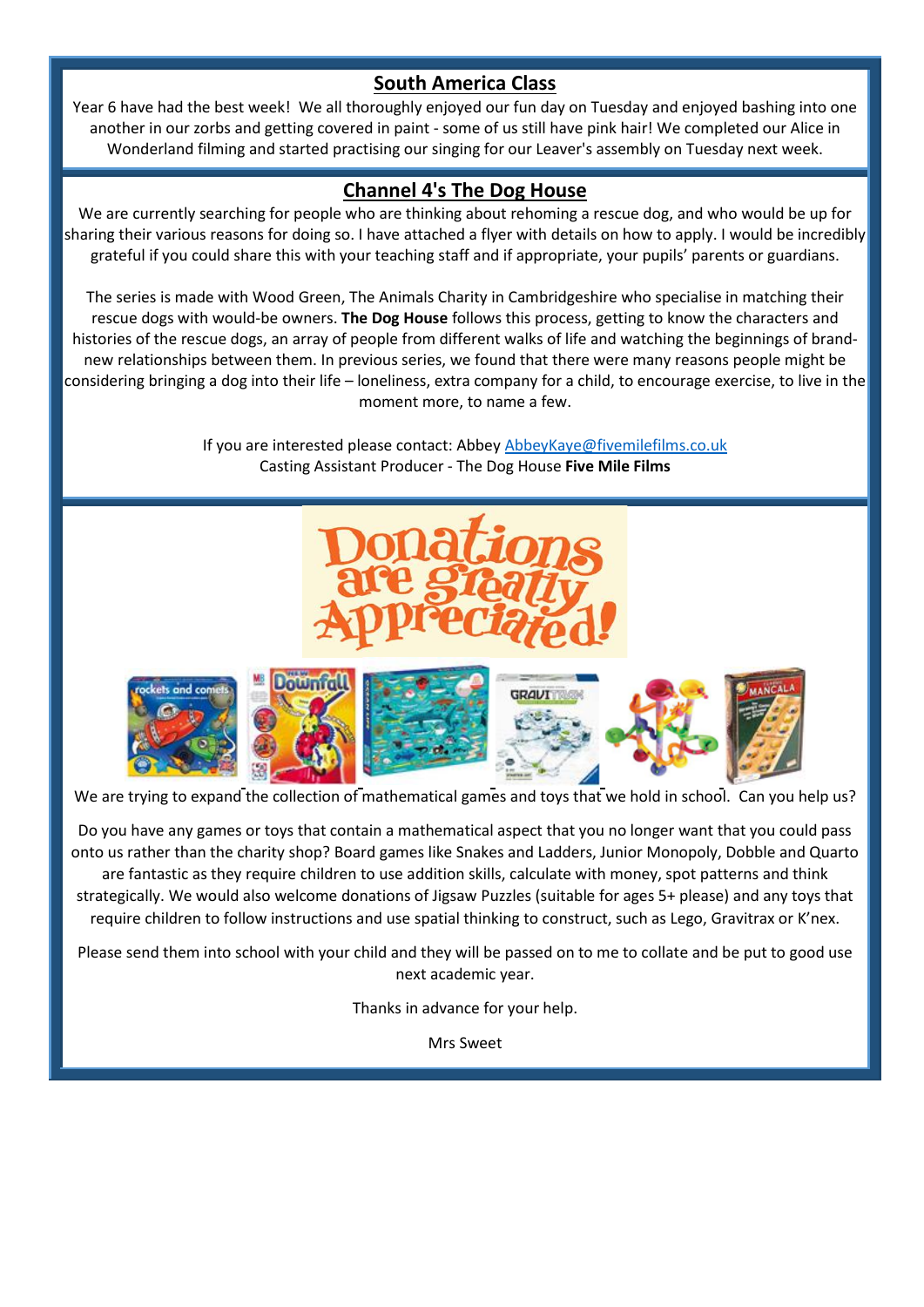## South America Class

Year 6 have had the best week! We all thoroughly enjoyed our fun day on Tuesday and enjoyed bashing into one another in our zorbs and getting covered in paint - some of us still have pink hair! We completed our Alice in Wonderland filming and started practising our singing for our Leaver's assembly on Tuesday next week.

## Channel 4's The Dog House

We are currently searching for people who are thinking about rehoming a rescue dog, and who would be up for sharing their various reasons for doing so. I have attached a flyer with details on how to apply. I would be incredibly grateful if you could share this with your teaching staff and if appropriate, your pupils' parents or guardians.

The series is made with Wood Green, The Animals Charity in Cambridgeshire who specialise in matching their rescue dogs with would-be owners. **The Dog House** follows this process, getting to know the characters and histories of the rescue dogs, an array of people from different walks of life and watching the beginnings of brand-new relationships between them. In previous series, we found that there were many reasons people might be considering bringing a dog into their life – loneliness, extra company for a child, to encourage exercise, to live in the moment more, to name a few.

If you are interested please contact: Abbey AbbeyKaye@fivemilefilms.co.uk
Casting Assistant Producer - The Dog House **Five Mile Films**

## Donations are greatly Appreciated!

We are trying to expand the collection of mathematical games and toys that we hold in school. Can you help us?

Do you have any games or toys that contain a mathematical aspect that you no longer want that you could pass onto us rather than the charity shop? Board games like Snakes and Ladders, Junior Monopoly, Dobble and Quarto are fantastic as they require children to use addition skills, calculate with money, spot patterns and think strategically. We would also welcome donations of Jigsaw Puzzles (suitable for ages 5+ please) and any toys that require children to follow instructions and use spatial thinking to construct, such as Lego, Gravitrax or K'nex.

Please send them into school with your child and they will be passed on to me to collate and be put to good use next academic year.

Thanks in advance for your help.

Mrs Sweet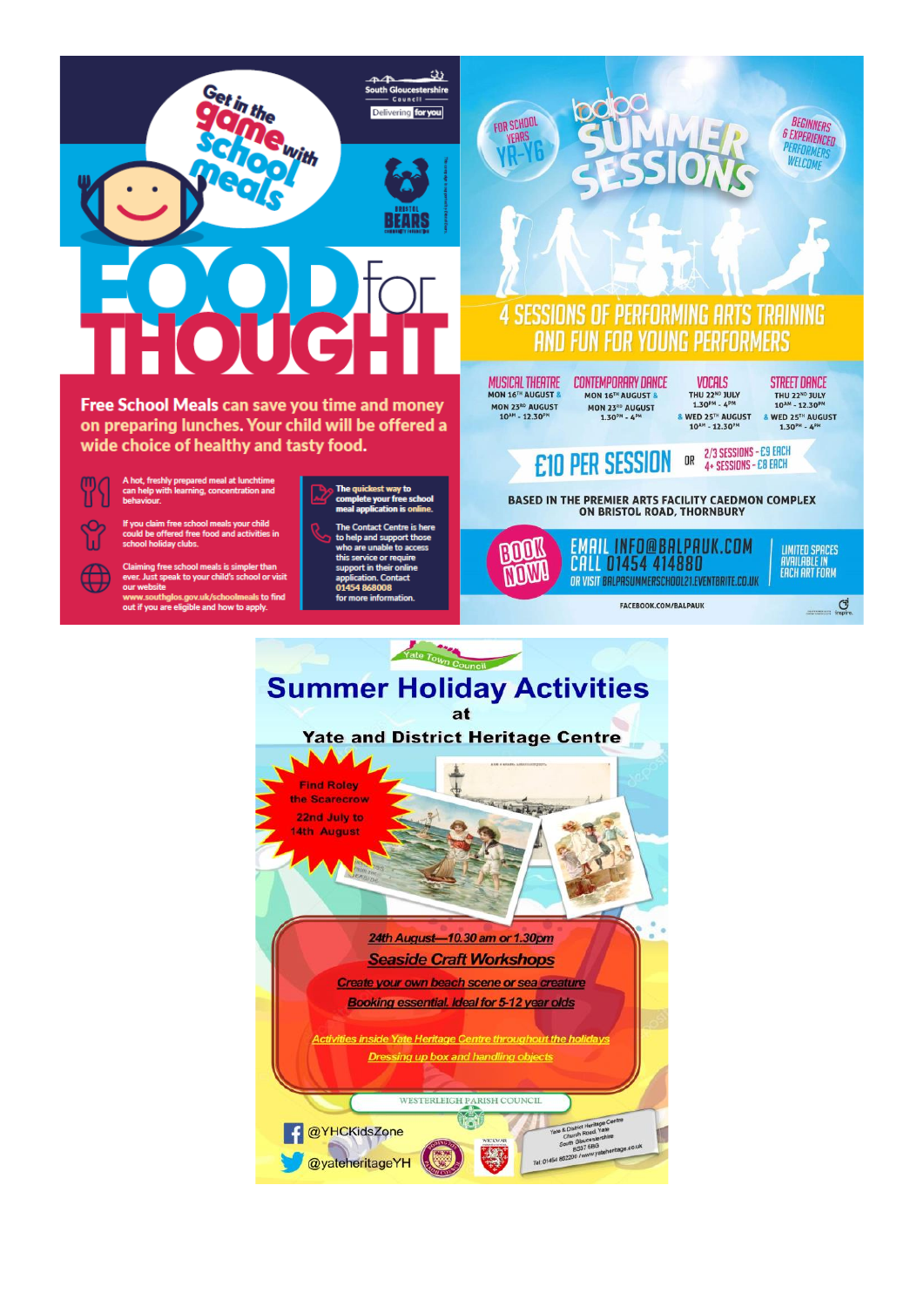South Gloucestershire Council — Delivering for you

Get in the game with school meals

BRISTOL BEARS

# FOOD for THOUGHT

**Free School Meals can save you time and money on preparing lunches. Your child will be offered a wide choice of healthy and tasty food.**

A hot, freshly prepared meal at lunchtime can help with learning, concentration and behaviour.

If you claim free school meals your child could be offered free food and activities in school holiday clubs.

Claiming free school meals is simpler than ever. Just speak to your child's school or visit our website www.southglos.gov.uk/schoolmeals to find out if you are eligible and how to apply.

**The quickest way to complete your free school meal application is online.**

The Contact Centre is here to help and support those who are unable to access this service or require support in their online application. Contact 01454 868008 for more information.

---

FOR SCHOOL YEARS YR-Y6

# balpa SUMMER SESSIONS

BEGINNERS & EXPERIENCED PERFORMERS WELCOME

## 4 SESSIONS OF PERFORMING ARTS TRAINING AND FUN FOR YOUNG PERFORMERS

**MUSICAL THEATRE**
MON 16TH AUGUST & MON 23RD AUGUST
10AM - 12.30PM

**CONTEMPORARY DANCE**
MON 16TH AUGUST & MON 23RD AUGUST
1.30PM - 4PM

**VOCALS**
THU 22ND JULY
1.30PM - 4PM
& WED 25TH AUGUST
10AM - 12.30PM

**STREET DANCE**
THU 22ND JULY
10AM - 12.30PM
& WED 25TH AUGUST
1.30PM - 4PM

**£10 PER SESSION** OR 2/3 SESSIONS - £9 EACH, 4+ SESSIONS - £8 EACH

BASED IN THE PREMIER ARTS FACILITY CAEDMON COMPLEX ON BRISTOL ROAD, THORNBURY

BOOK NOW!

EMAIL INFO@BALPAUK.COM
CALL 01454 414880
OR VISIT BALPASUMMERSCHOOL21.EVENTBRITE.CO.UK

LIMITED SPACES AVAILABLE IN EACH ART FORM

FACEBOOK.COM/BALPAUK

---

Yate Town Council

# Summer Holiday Activities
at
## Yate and District Heritage Centre

Find Roley the Scarecrow
22nd July to 14th August

*24th August—10.30 am or 1.30pm*

***Seaside Craft Workshops***

*Create your own beach scene or sea creature*

*Booking essential. Ideal for 5-12 year olds*

*Activities inside Yate Heritage Centre throughout the holidays*

*Dressing up box and handling objects*

WESTERLEIGH PARISH COUNCIL

@YHCKidsZone

@yateheritageYH

Yate & District Heritage Centre
Church Road, Yate
South Gloucestershire
BS37 5BG
Tel: 01454 862200 / www.yateheritage.co.uk